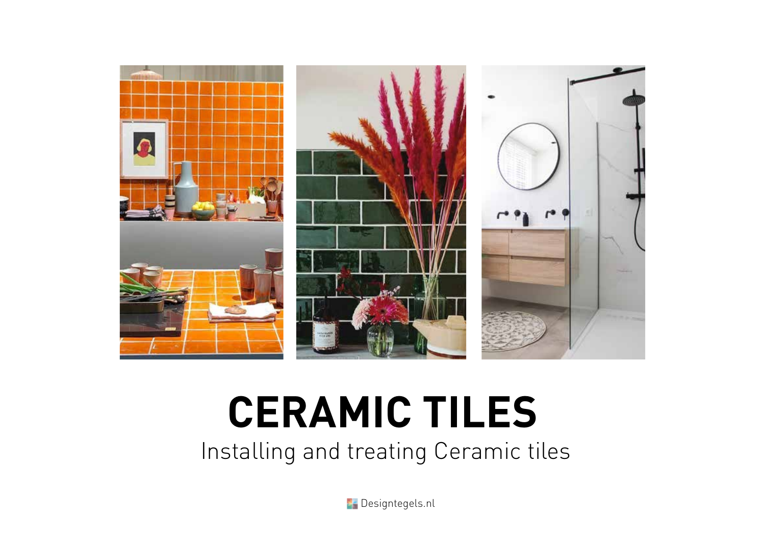# CERAMIC TILES

Installing and treating Ceramic tiles

Designtegels.nl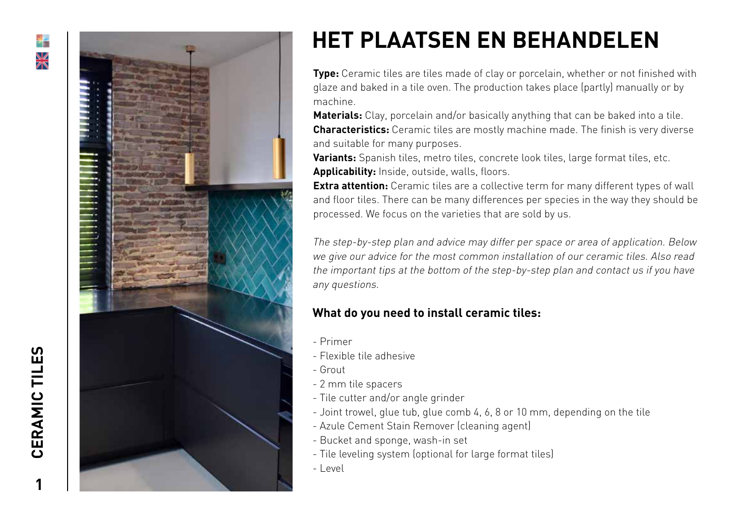# HET PLAATSEN EN BEHANDELEN

**Type:** Ceramic tiles are tiles made of clay or porcelain, whether or not finished with glaze and baked in a tile oven. The production takes place (partly) manually or by machine.
**Materials:** Clay, porcelain and/or basically anything that can be baked into a tile.
**Characteristics:** Ceramic tiles are mostly machine made. The finish is very diverse and suitable for many purposes.
**Variants:** Spanish tiles, metro tiles, concrete look tiles, large format tiles, etc.
**Applicability:** Inside, outside, walls, floors.
**Extra attention:** Ceramic tiles are a collective term for many different types of wall and floor tiles. There can be many differences per species in the way they should be processed. We focus on the varieties that are sold by us.

*The step-by-step plan and advice may differ per space or area of application. Below we give our advice for the most common installation of our ceramic tiles. Also read the important tips at the bottom of the step-by-step plan and contact us if you have any questions.*

### What do you need to install ceramic tiles:

- Primer
- Flexible tile adhesive
- Grout
- 2 mm tile spacers
- Tile cutter and/or angle grinder
- Joint trowel, glue tub, glue comb 4, 6, 8 or 10 mm, depending on the tile
- Azule Cement Stain Remover (cleaning agent)
- Bucket and sponge, wash-in set
- Tile leveling system (optional for large format tiles)
- Level

CERAMIC TILES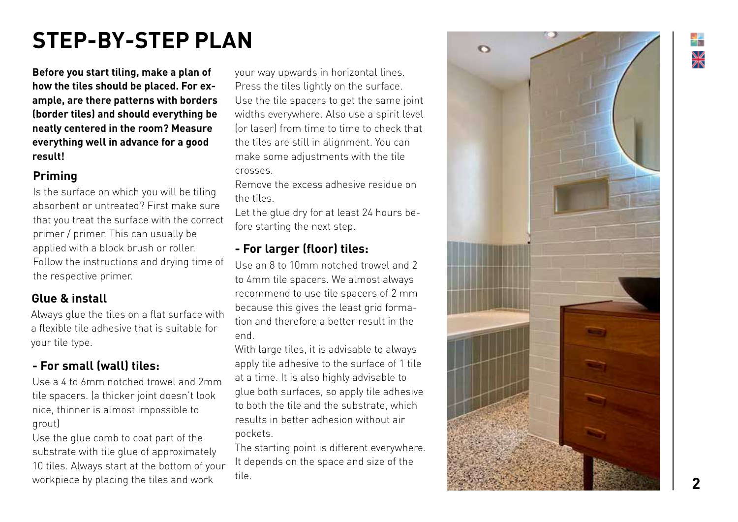# STEP-BY-STEP PLAN

**Before you start tiling, make a plan of how the tiles should be placed. For example, are there patterns with borders (border tiles) and should everything be neatly centered in the room? Measure everything well in advance for a good result!**

## Priming

Is the surface on which you will be tiling absorbent or untreated? First make sure that you treat the surface with the correct primer / primer. This can usually be applied with a block brush or roller. Follow the instructions and drying time of the respective primer.

## Glue & install

Always glue the tiles on a flat surface with a flexible tile adhesive that is suitable for your tile type.

### - For small (wall) tiles:

Use a 4 to 6mm notched trowel and 2mm tile spacers. (a thicker joint doesn't look nice, thinner is almost impossible to grout)

Use the glue comb to coat part of the substrate with tile glue of approximately 10 tiles. Always start at the bottom of your workpiece by placing the tiles and work your way upwards in horizontal lines. Press the tiles lightly on the surface. Use the tile spacers to get the same joint widths everywhere. Also use a spirit level (or laser) from time to time to check that the tiles are still in alignment. You can make some adjustments with the tile crosses.

Remove the excess adhesive residue on the tiles.

Let the glue dry for at least 24 hours before starting the next step.

### - For larger (floor) tiles:

Use an 8 to 10mm notched trowel and 2 to 4mm tile spacers. We almost always recommend to use tile spacers of 2 mm because this gives the least grid formation and therefore a better result in the end.

With large tiles, it is advisable to always apply tile adhesive to the surface of 1 tile at a time. It is also highly advisable to glue both surfaces, so apply tile adhesive to both the tile and the substrate, which results in better adhesion without air pockets.

The starting point is different everywhere. It depends on the space and size of the tile.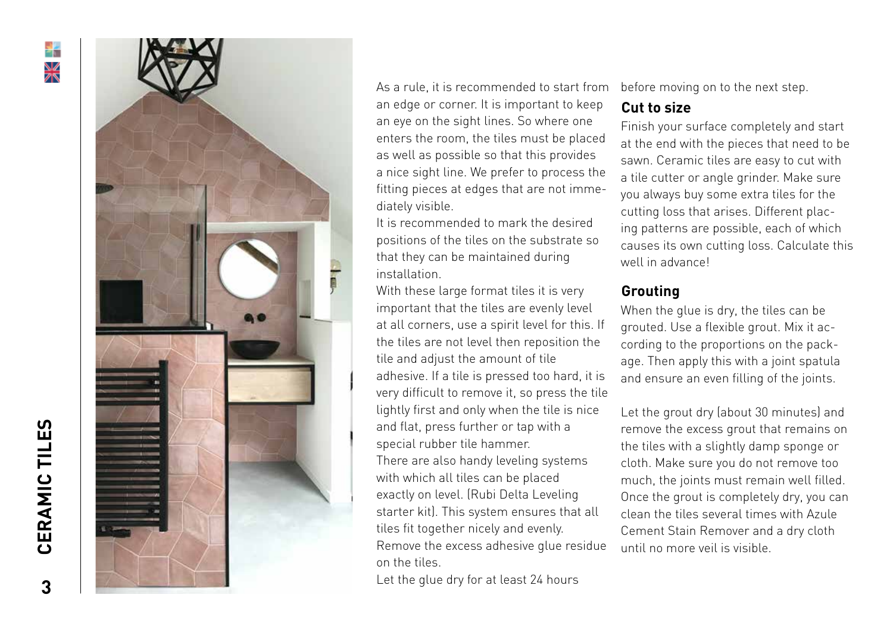As a rule, it is recommended to start from an edge or corner. It is important to keep an eye on the sight lines. So where one enters the room, the tiles must be placed as well as possible so that this provides a nice sight line. We prefer to process the fitting pieces at edges that are not immediately visible.

It is recommended to mark the desired positions of the tiles on the substrate so that they can be maintained during installation.

With these large format tiles it is very important that the tiles are evenly level at all corners, use a spirit level for this. If the tiles are not level then reposition the tile and adjust the amount of tile adhesive. If a tile is pressed too hard, it is very difficult to remove it, so press the tile lightly first and only when the tile is nice and flat, press further or tap with a special rubber tile hammer.

There are also handy leveling systems with which all tiles can be placed exactly on level. (Rubi Delta Leveling starter kit). This system ensures that all tiles fit together nicely and evenly.

Remove the excess adhesive glue residue on the tiles.

Let the glue dry for at least 24 hours before moving on to the next step.

## Cut to size

Finish your surface completely and start at the end with the pieces that need to be sawn. Ceramic tiles are easy to cut with a tile cutter or angle grinder. Make sure you always buy some extra tiles for the cutting loss that arises. Different placing patterns are possible, each of which causes its own cutting loss. Calculate this well in advance!

## Grouting

When the glue is dry, the tiles can be grouted. Use a flexible grout. Mix it according to the proportions on the package. Then apply this with a joint spatula and ensure an even filling of the joints.

Let the grout dry (about 30 minutes) and remove the excess grout that remains on the tiles with a slightly damp sponge or cloth. Make sure you do not remove too much, the joints must remain well filled. Once the grout is completely dry, you can clean the tiles several times with Azule Cement Stain Remover and a dry cloth until no more veil is visible.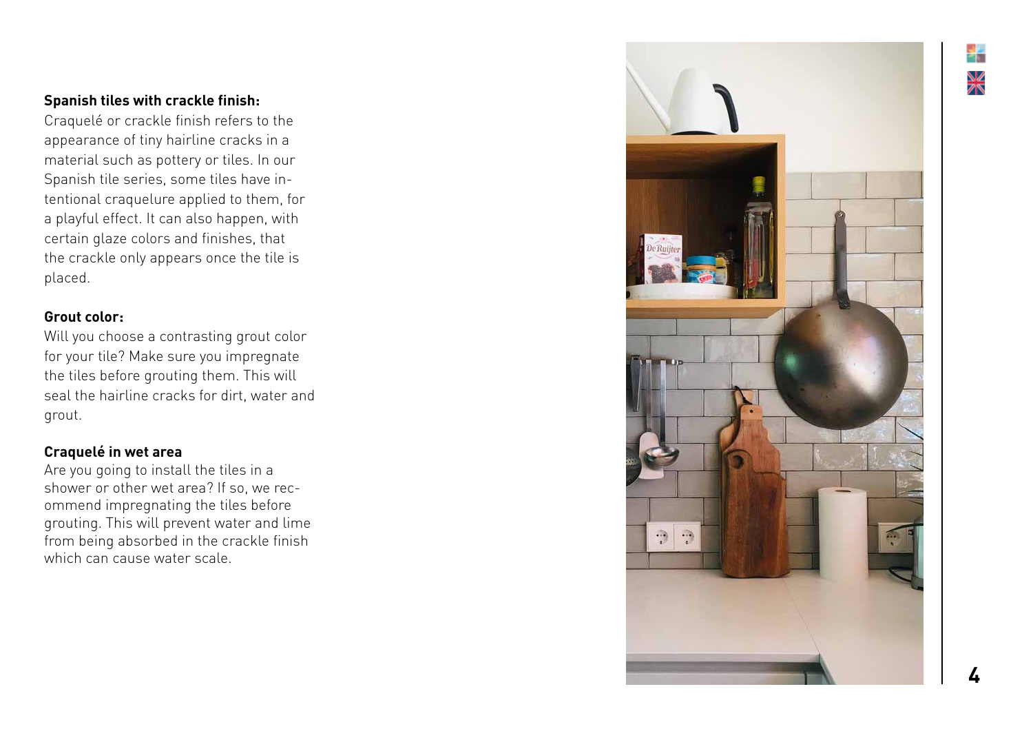**Spanish tiles with crackle finish:**

Craquelé or crackle finish refers to the appearance of tiny hairline cracks in a material such as pottery or tiles. In our Spanish tile series, some tiles have intentional craquelure applied to them, for a playful effect. It can also happen, with certain glaze colors and finishes, that the crackle only appears once the tile is placed.

**Grout color:**

Will you choose a contrasting grout color for your tile? Make sure you impregnate the tiles before grouting them. This will seal the hairline cracks for dirt, water and grout.

**Craquelé in wet area**

Are you going to install the tiles in a shower or other wet area? If so, we recommend impregnating the tiles before grouting. This will prevent water and lime from being absorbed in the crackle finish which can cause water scale.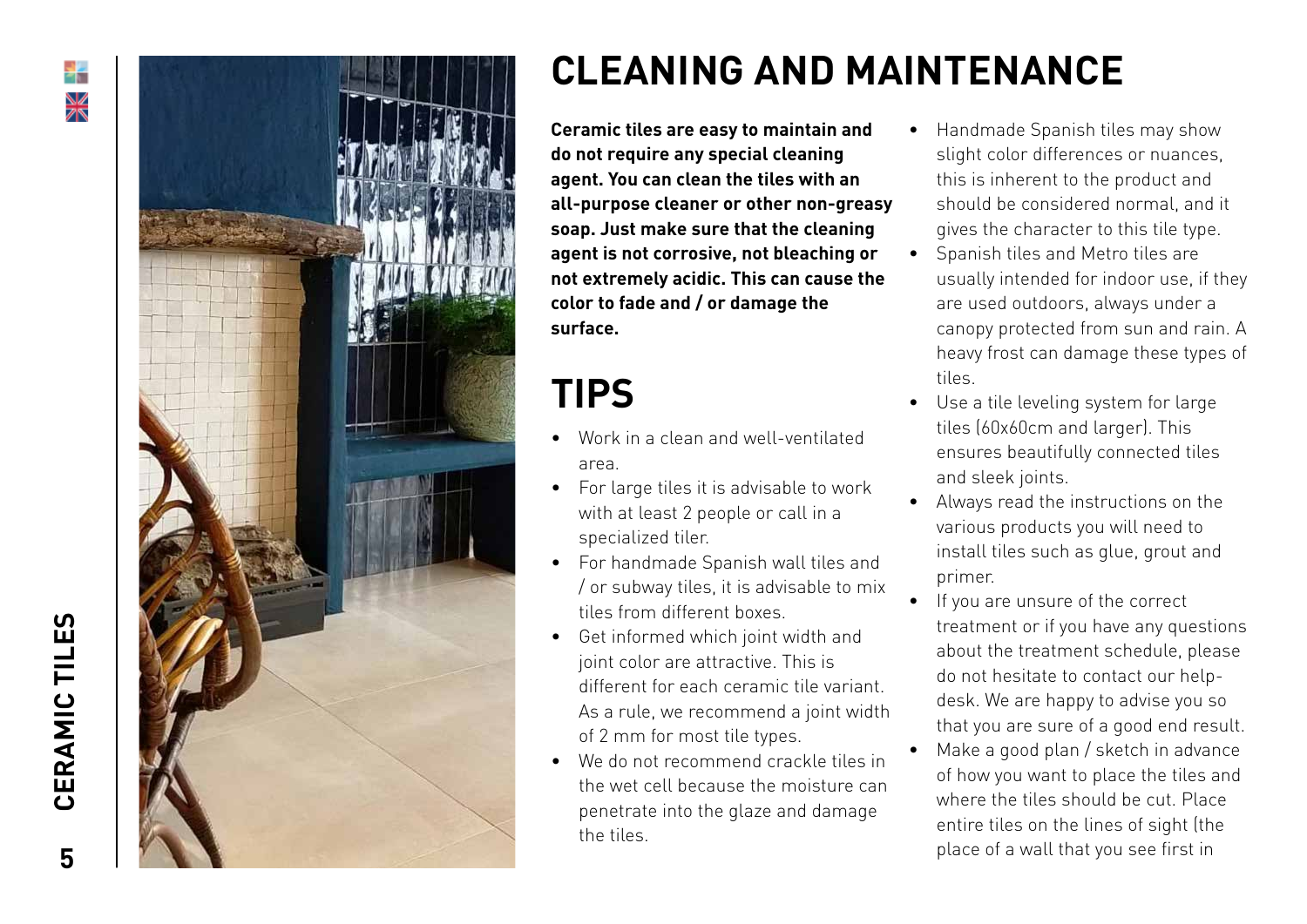# CLEANING AND MAINTENANCE

**Ceramic tiles are easy to maintain and do not require any special cleaning agent. You can clean the tiles with an all-purpose cleaner or other non-greasy soap. Just make sure that the cleaning agent is not corrosive, not bleaching or not extremely acidic. This can cause the color to fade and / or damage the surface.**

# TIPS

- Work in a clean and well-ventilated area.
- For large tiles it is advisable to work with at least 2 people or call in a specialized tiler.
- For handmade Spanish wall tiles and / or subway tiles, it is advisable to mix tiles from different boxes.
- Get informed which joint width and joint color are attractive. This is different for each ceramic tile variant. As a rule, we recommend a joint width of 2 mm for most tile types.
- We do not recommend crackle tiles in the wet cell because the moisture can penetrate into the glaze and damage the tiles.
- Handmade Spanish tiles may show slight color differences or nuances, this is inherent to the product and should be considered normal, and it gives the character to this tile type.
- Spanish tiles and Metro tiles are usually intended for indoor use, if they are used outdoors, always under a canopy protected from sun and rain. A heavy frost can damage these types of tiles.
- Use a tile leveling system for large tiles (60x60cm and larger). This ensures beautifully connected tiles and sleek joints.
- Always read the instructions on the various products you will need to install tiles such as glue, grout and primer.
- If you are unsure of the correct treatment or if you have any questions about the treatment schedule, please do not hesitate to contact our help-desk. We are happy to advise you so that you are sure of a good end result.
- Make a good plan / sketch in advance of how you want to place the tiles and where the tiles should be cut. Place entire tiles on the lines of sight (the place of a wall that you see first in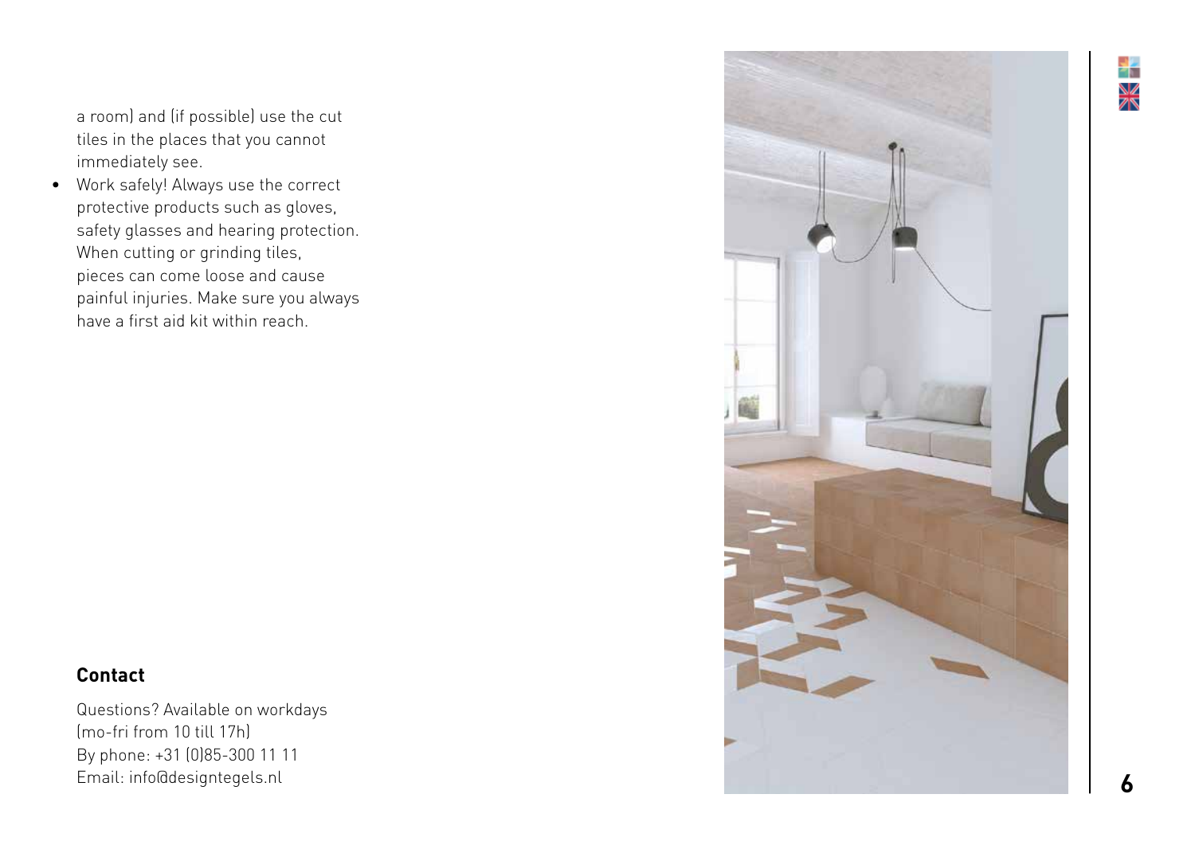a room) and (if possible) use the cut tiles in the places that you cannot immediately see.

- Work safely! Always use the correct protective products such as gloves, safety glasses and hearing protection. When cutting or grinding tiles, pieces can come loose and cause painful injuries. Make sure you always have a first aid kit within reach.

## Contact

Questions? Available on workdays (mo-fri from 10 till 17h)
By phone: +31 (0)85-300 11 11
Email: info@designtegels.nl